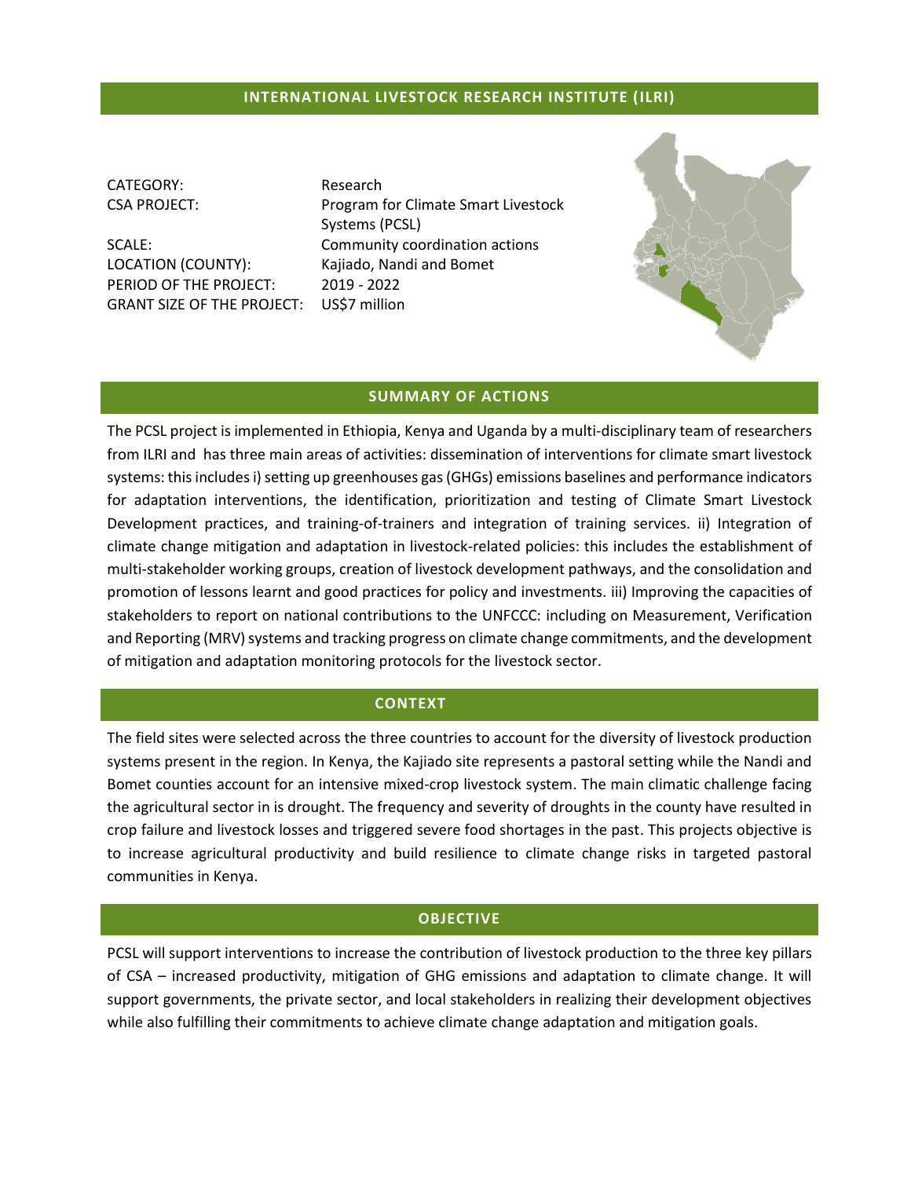# INTERNATIONAL LIVESTOCK RESEARCH INSTITUTE (ILRI)

| | |
|---|---|
| CATEGORY: | Research |
| CSA PROJECT: | Program for Climate Smart Livestock Systems (PCSL) |
| SCALE: | Community coordination actions |
| LOCATION (COUNTY): | Kajiado, Nandi and Bomet |
| PERIOD OF THE PROJECT: | 2019 - 2022 |
| GRANT SIZE OF THE PROJECT: | US$7 million |

## SUMMARY OF ACTIONS

The PCSL project is implemented in Ethiopia, Kenya and Uganda by a multi-disciplinary team of researchers from ILRI and has three main areas of activities: dissemination of interventions for climate smart livestock systems: this includes i) setting up greenhouses gas (GHGs) emissions baselines and performance indicators for adaptation interventions, the identification, prioritization and testing of Climate Smart Livestock Development practices, and training-of-trainers and integration of training services. ii) Integration of climate change mitigation and adaptation in livestock-related policies: this includes the establishment of multi-stakeholder working groups, creation of livestock development pathways, and the consolidation and promotion of lessons learnt and good practices for policy and investments. iii) Improving the capacities of stakeholders to report on national contributions to the UNFCCC: including on Measurement, Verification and Reporting (MRV) systems and tracking progress on climate change commitments, and the development of mitigation and adaptation monitoring protocols for the livestock sector.

## CONTEXT

The field sites were selected across the three countries to account for the diversity of livestock production systems present in the region. In Kenya, the Kajiado site represents a pastoral setting while the Nandi and Bomet counties account for an intensive mixed-crop livestock system. The main climatic challenge facing the agricultural sector in is drought. The frequency and severity of droughts in the county have resulted in crop failure and livestock losses and triggered severe food shortages in the past. This projects objective is to increase agricultural productivity and build resilience to climate change risks in targeted pastoral communities in Kenya.

## OBJECTIVE

PCSL will support interventions to increase the contribution of livestock production to the three key pillars of CSA – increased productivity, mitigation of GHG emissions and adaptation to climate change. It will support governments, the private sector, and local stakeholders in realizing their development objectives while also fulfilling their commitments to achieve climate change adaptation and mitigation goals.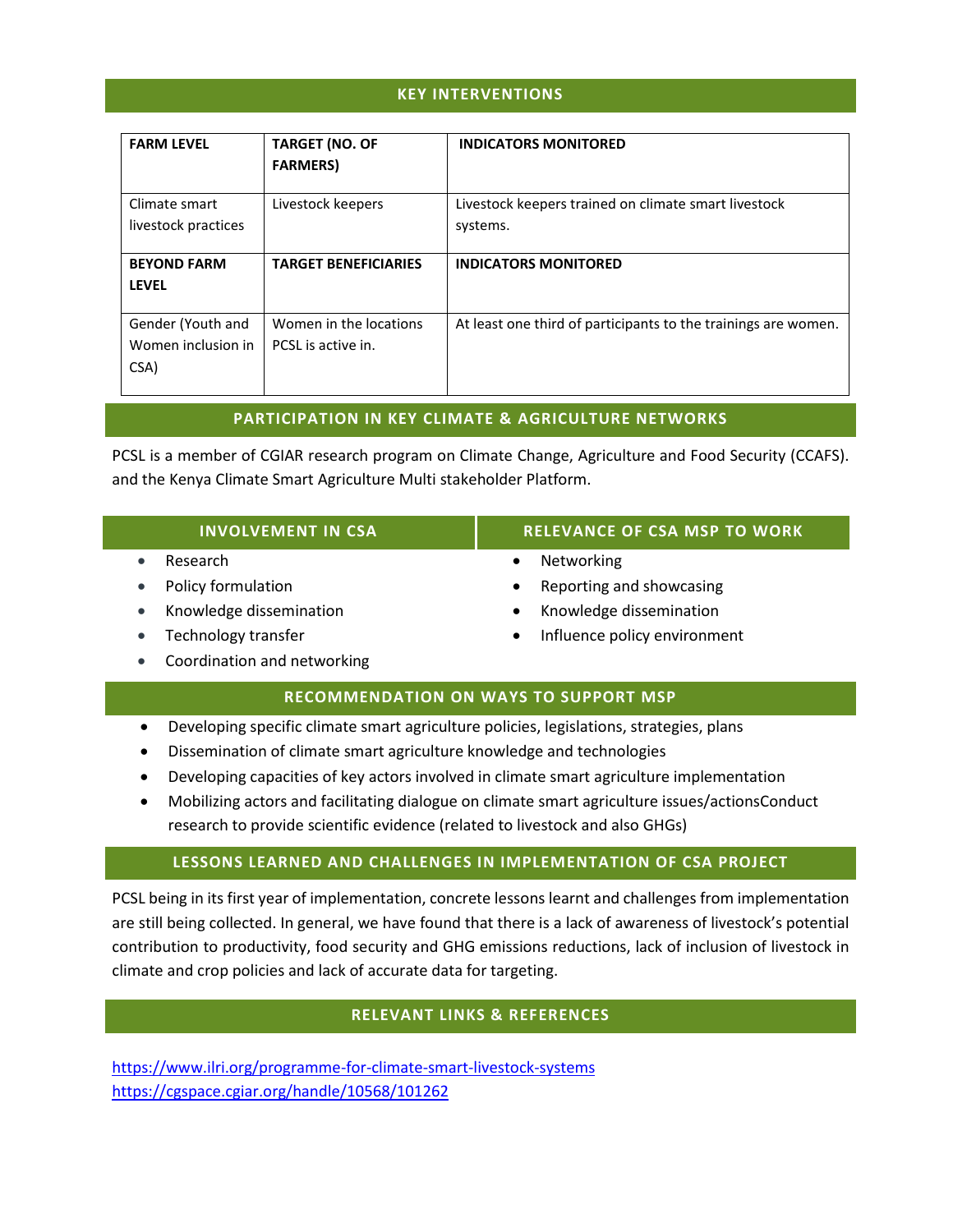## KEY INTERVENTIONS

| FARM LEVEL | TARGET (NO. OF FARMERS) | INDICATORS MONITORED |
|---|---|---|
| Climate smart livestock practices | Livestock keepers | Livestock keepers trained on climate smart livestock systems. |
| **BEYOND FARM LEVEL** | **TARGET BENEFICIARIES** | **INDICATORS MONITORED** |
| Gender (Youth and Women inclusion in CSA) | Women in the locations PCSL is active in. | At least one third of participants to the trainings are women. |

## PARTICIPATION IN KEY CLIMATE & AGRICULTURE NETWORKS

PCSL is a member of CGIAR research program on Climate Change, Agriculture and Food Security (CCAFS). and the Kenya Climate Smart Agriculture Multi stakeholder Platform.

## INVOLVEMENT IN CSA

- Research
- Policy formulation
- Knowledge dissemination
- Technology transfer
- Coordination and networking

## RELEVANCE OF CSA MSP TO WORK

- Networking
- Reporting and showcasing
- Knowledge dissemination
- Influence policy environment

## RECOMMENDATION ON WAYS TO SUPPORT MSP

- Developing specific climate smart agriculture policies, legislations, strategies, plans
- Dissemination of climate smart agriculture knowledge and technologies
- Developing capacities of key actors involved in climate smart agriculture implementation
- Mobilizing actors and facilitating dialogue on climate smart agriculture issues/actionsConduct research to provide scientific evidence (related to livestock and also GHGs)

## LESSONS LEARNED AND CHALLENGES IN IMPLEMENTATION OF CSA PROJECT

PCSL being in its first year of implementation, concrete lessons learnt and challenges from implementation are still being collected. In general, we have found that there is a lack of awareness of livestock's potential contribution to productivity, food security and GHG emissions reductions, lack of inclusion of livestock in climate and crop policies and lack of accurate data for targeting.

## RELEVANT LINKS & REFERENCES

https://www.ilri.org/programme-for-climate-smart-livestock-systems
https://cgspace.cgiar.org/handle/10568/101262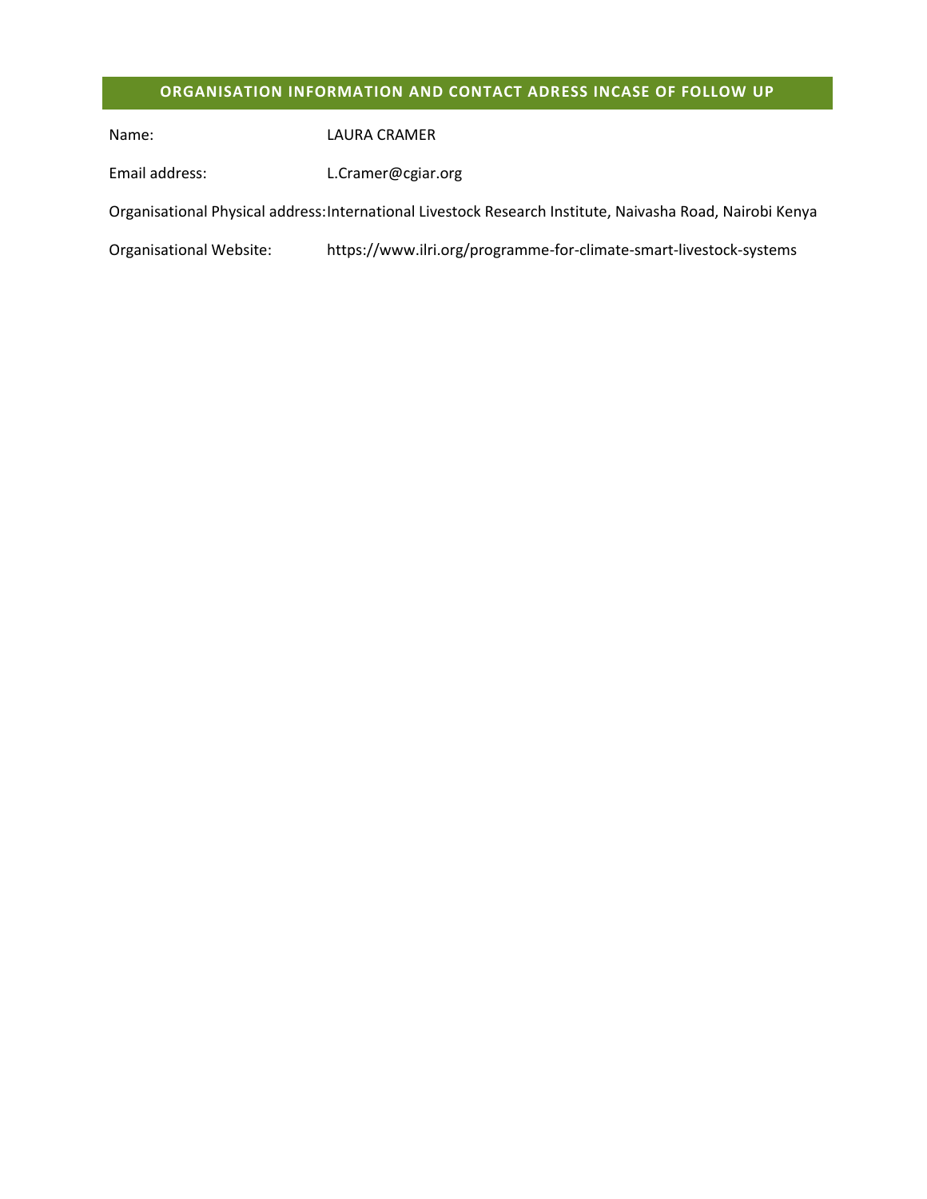## ORGANISATION INFORMATION AND CONTACT ADRESS INCASE OF FOLLOW UP

Name: LAURA CRAMER

Email address: L.Cramer@cgiar.org

Organisational Physical address: International Livestock Research Institute, Naivasha Road, Nairobi Kenya

Organisational Website: https://www.ilri.org/programme-for-climate-smart-livestock-systems